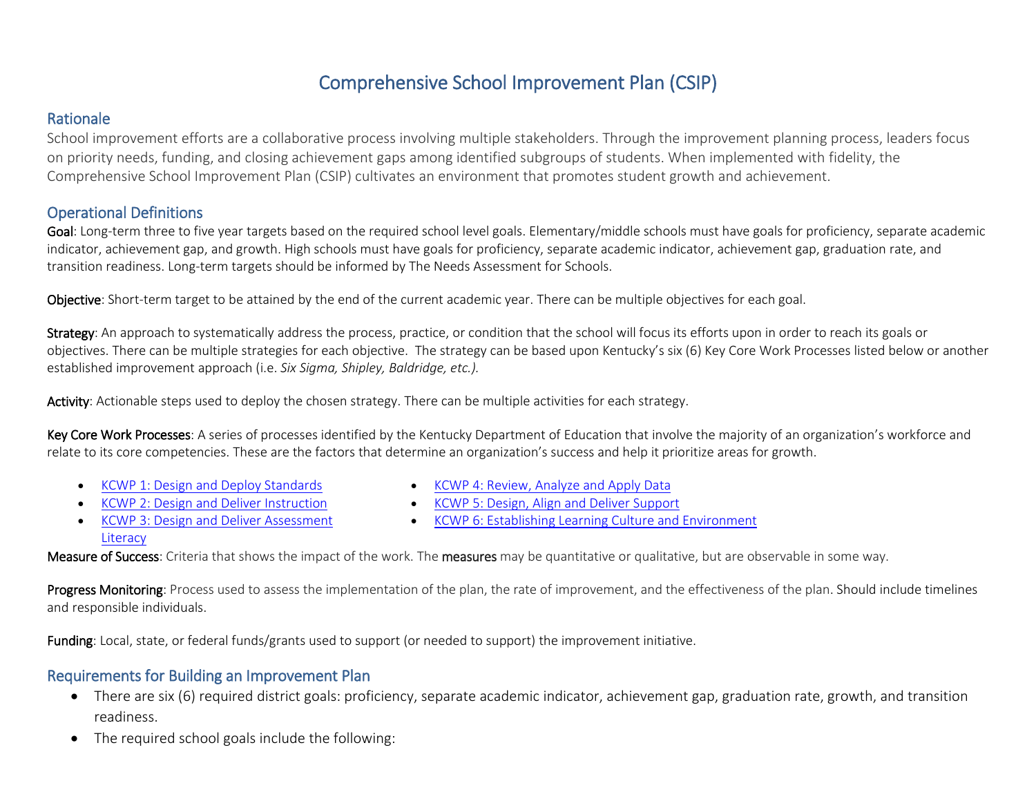# Comprehensive School Improvement Plan (CSIP)

## Rationale

School improvement efforts are a collaborative process involving multiple stakeholders. Through the improvement planning process, leaders focus on priority needs, funding, and closing achievement gaps among identified subgroups of students. When implemented with fidelity, the Comprehensive School Improvement Plan (CSIP) cultivates an environment that promotes student growth and achievement.

## Operational Definitions

**Goal**: Long-term three to five year targets based on the required school level goals. Elementary/middle schools must have goals for proficiency, separate academic indicator, achievement gap, and growth. High schools must have goals for proficiency, separate academic indicator, achievement gap, graduation rate, and transition readiness. Long-term targets should be informed by The Needs Assessment for Schools.

**Objective**: Short-term target to be attained by the end of the current academic year. There can be multiple objectives for each goal.

**Strategy**: An approach to systematically address the process, practice, or condition that the school will focus its efforts upon in order to reach its goals or objectives. There can be multiple strategies for each objective. The strategy can be based upon Kentucky's six (6) Key Core Work Processes listed below or another established improvement approach (i.e. *Six Sigma, Shipley, Baldridge, etc.).*

**Activity**: Actionable steps used to deploy the chosen strategy. There can be multiple activities for each strategy.

**Key Core Work Processes**: A series of processes identified by the Kentucky Department of Education that involve the majority of an organization's workforce and relate to its core competencies. These are the factors that determine an organization's success and help it prioritize areas for growth.

- KCWP 1: Design and Deploy Standards
- KCWP 2: Design and Deliver Instruction
- KCWP 3: Design and Deliver Assessment Literacy
- KCWP 4: Review, Analyze and Apply Data
- KCWP 5: Design, Align and Deliver Support
- KCWP 6: Establishing Learning Culture and Environment

**Measure of Success**: Criteria that shows the impact of the work. The **measures** may be quantitative or qualitative, but are observable in some way.

**Progress Monitoring**: Process used to assess the implementation of the plan, the rate of improvement, and the effectiveness of the plan. Should include timelines and responsible individuals.

**Funding**: Local, state, or federal funds/grants used to support (or needed to support) the improvement initiative.

## Requirements for Building an Improvement Plan

- There are six (6) required district goals: proficiency, separate academic indicator, achievement gap, graduation rate, growth, and transition readiness.
- The required school goals include the following: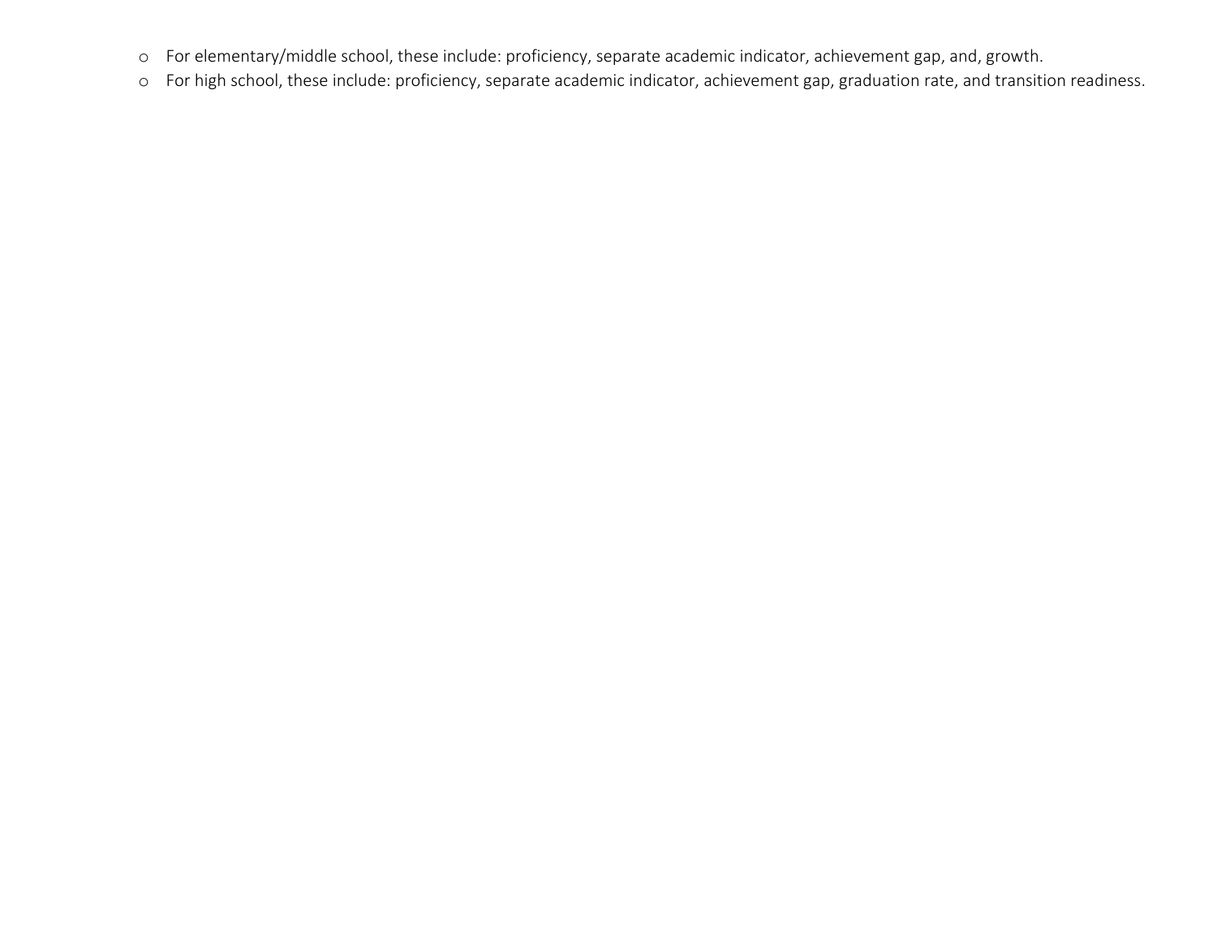- For elementary/middle school, these include: proficiency, separate academic indicator, achievement gap, and, growth.
- For high school, these include: proficiency, separate academic indicator, achievement gap, graduation rate, and transition readiness.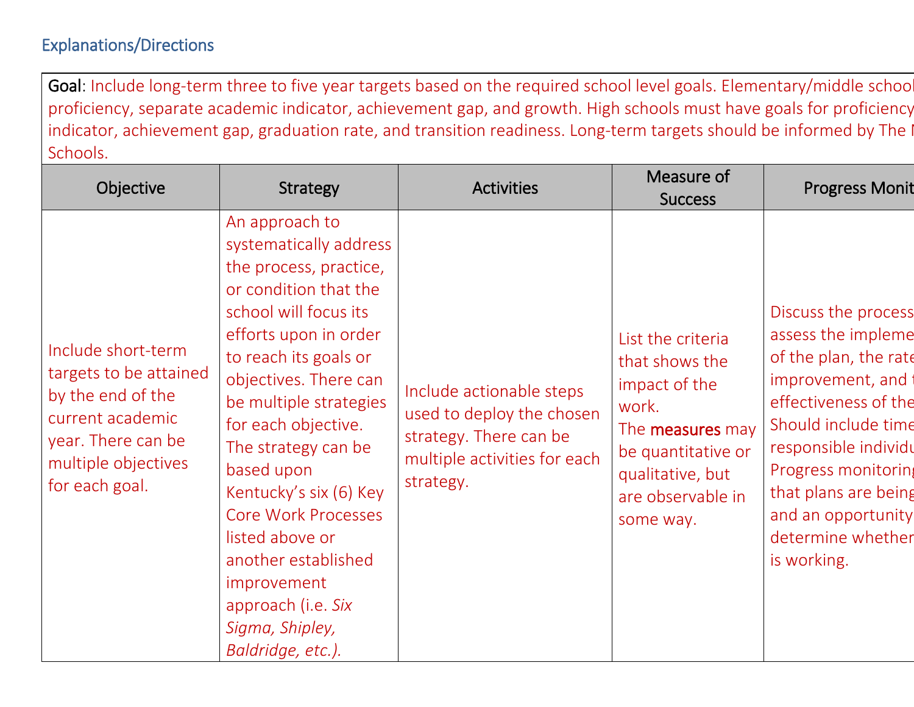## Explanations/Directions

| Goal: Include long-term three to five year targets based on the required school level goals. Elementary/middle school proficiency, separate academic indicator, achievement gap, and growth. High schools must have goals for proficiency indicator, achievement gap, graduation rate, and transition readiness. Long-term targets should be informed by The N Schools. | | | | |
|---|---|---|---|---|
| **Objective** | **Strategy** | **Activities** | **Measure of Success** | **Progress Monit** |
| Include short-term targets to be attained by the end of the current academic year. There can be multiple objectives for each goal. | An approach to systematically address the process, practice, or condition that the school will focus its efforts upon in order to reach its goals or objectives. There can be multiple strategies for each objective. The strategy can be based upon Kentucky's six (6) Key Core Work Processes listed above or another established improvement approach (i.e. *Six Sigma, Shipley, Baldridge, etc.).* | Include actionable steps used to deploy the chosen strategy. There can be multiple activities for each strategy. | List the criteria that shows the impact of the work. The measures may be quantitative or qualitative, but are observable in some way. | Discuss the process assess the impleme of the plan, the rate improvement, and t effectiveness of the Should include time responsible individu Progress monitoring that plans are being and an opportunity determine whether is working. |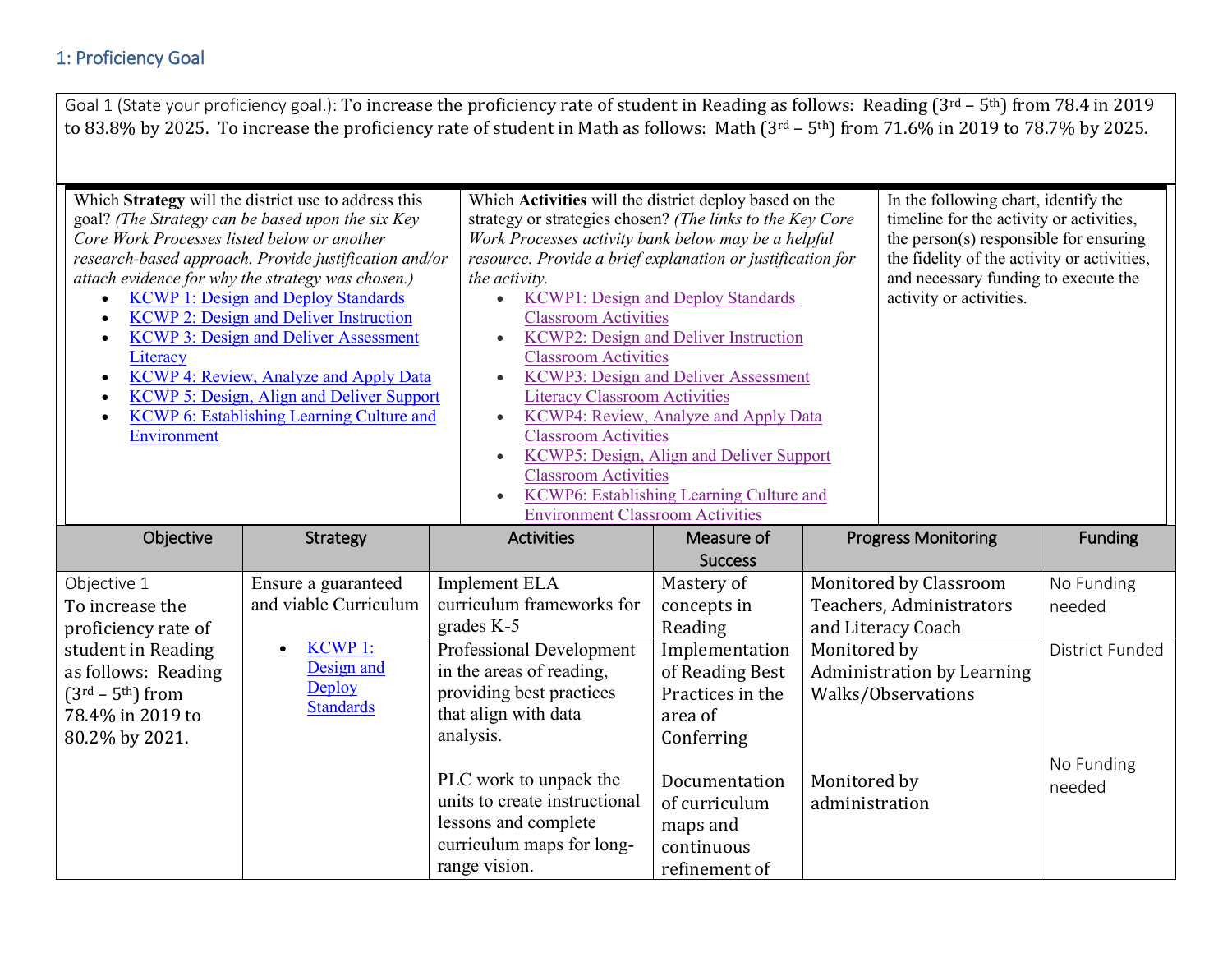## 1: Proficiency Goal

Goal 1 (State your proficiency goal.): To increase the proficiency rate of student in Reading as follows: Reading (3rd – 5th) from 78.4 in 2019 to 83.8% by 2025. To increase the proficiency rate of student in Math as follows: Math (3rd – 5th) from 71.6% in 2019 to 78.7% by 2025.

| Which **Strategy** will the district use to address this goal? *(The Strategy can be based upon the six Key Core Work Processes listed below or another research-based approach. Provide justification and/or attach evidence for why the strategy was chosen.)* | Which **Activities** will the district deploy based on the strategy or strategies chosen? *(The links to the Key Core Work Processes activity bank below may be a helpful resource. Provide a brief explanation or justification for the activity.* | In the following chart, identify the timeline for the activity or activities, the person(s) responsible for ensuring the fidelity of the activity or activities, and necessary funding to execute the activity or activities. |
|---|---|---|
| • KCWP 1: Design and Deploy Standards<br>• KCWP 2: Design and Deliver Instruction<br>• KCWP 3: Design and Deliver Assessment Literacy<br>• KCWP 4: Review, Analyze and Apply Data<br>• KCWP 5: Design, Align and Deliver Support<br>• KCWP 6: Establishing Learning Culture and Environment | • KCWP1: Design and Deploy Standards Classroom Activities<br>• KCWP2: Design and Deliver Instruction Classroom Activities<br>• KCWP3: Design and Deliver Assessment Literacy Classroom Activities<br>• KCWP4: Review, Analyze and Apply Data Classroom Activities<br>• KCWP5: Design, Align and Deliver Support Classroom Activities<br>• KCWP6: Establishing Learning Culture and Environment Classroom Activities | |

| Objective | Strategy | Activities | Measure of Success | Progress Monitoring | Funding |
|---|---|---|---|---|---|
| Objective 1<br>To increase the proficiency rate of student in Reading as follows: Reading (3rd – 5th) from 78.4% in 2019 to 80.2% by 2021. | Ensure a guaranteed and viable Curriculum<br><br>• KCWP 1: Design and Deploy Standards | Implement ELA curriculum frameworks for grades K-5 | Mastery of concepts in Reading | Monitored by Classroom Teachers, Administrators and Literacy Coach | No Funding needed |
| | | Professional Development in the areas of reading, providing best practices that align with data analysis. | Implementation of Reading Best Practices in the area of Conferring | Monitored by Administration by Learning Walks/Observations | District Funded |
| | | PLC work to unpack the units to create instructional lessons and complete curriculum maps for long-range vision. | Documentation of curriculum maps and continuous refinement of | Monitored by administration | No Funding needed |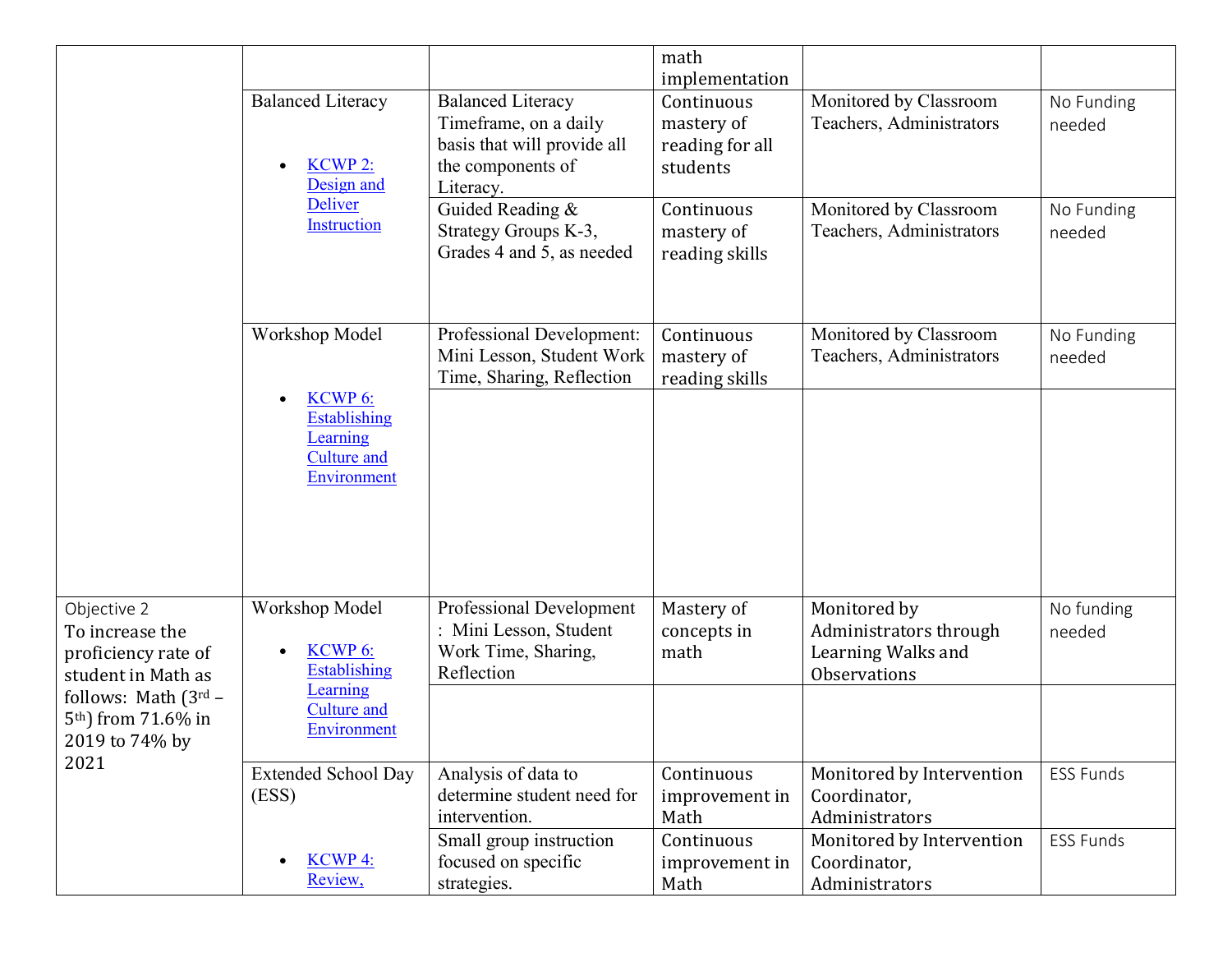| | | | | | |
|---|---|---|---|---|---|
| | | | math implementation | | |
| | Balanced Literacy<br><br>• KCWP 2: Design and Deliver Instruction | Balanced Literacy Timeframe, on a daily basis that will provide all the components of Literacy. | Continuous mastery of reading for all students | Monitored by Classroom Teachers, Administrators | No Funding needed |
| | | Guided Reading & Strategy Groups K-3, Grades 4 and 5, as needed | Continuous mastery of reading skills | Monitored by Classroom Teachers, Administrators | No Funding needed |
| | Workshop Model<br><br>• KCWP 6: Establishing Learning Culture and Environment | Professional Development: Mini Lesson, Student Work Time, Sharing, Reflection | Continuous mastery of reading skills | Monitored by Classroom Teachers, Administrators | No Funding needed |
| | | | | | |
| Objective 2<br>To increase the proficiency rate of student in Math as follows: Math (3rd – 5th) from 71.6% in 2019 to 74% by 2021 | Workshop Model<br><br>• KCWP 6: Establishing Learning Culture and Environment | Professional Development : Mini Lesson, Student Work Time, Sharing, Reflection | Mastery of concepts in math | Monitored by Administrators through Learning Walks and Observations | No funding needed |
| | | | | | |
| | Extended School Day (ESS)<br><br>• KCWP 4: Review, | Analysis of data to determine student need for intervention. | Continuous improvement in Math | Monitored by Intervention Coordinator, Administrators | ESS Funds |
| | | Small group instruction focused on specific strategies. | Continuous improvement in Math | Monitored by Intervention Coordinator, Administrators | ESS Funds |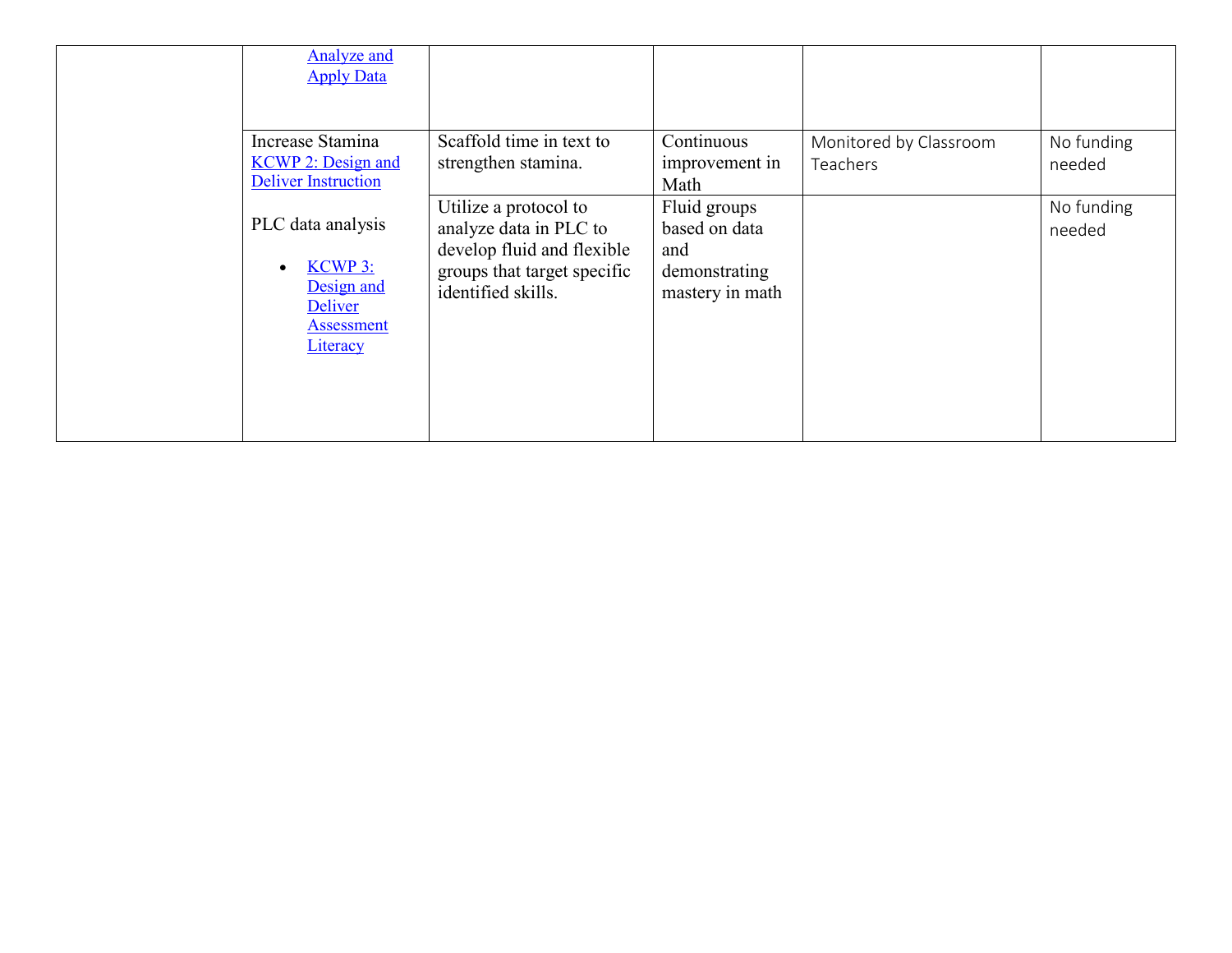| | | | | | |
|---|---|---|---|---|---|
| | Analyze and Apply Data | | | | |
| | Increase Stamina KCWP 2: Design and Deliver Instruction | Scaffold time in text to strengthen stamina. | Continuous improvement in Math | Monitored by Classroom Teachers | No funding needed |
| | PLC data analysis<br>• KCWP 3: Design and Deliver Assessment Literacy | Utilize a protocol to analyze data in PLC to develop fluid and flexible groups that target specific identified skills. | Fluid groups based on data and demonstrating mastery in math | | No funding needed |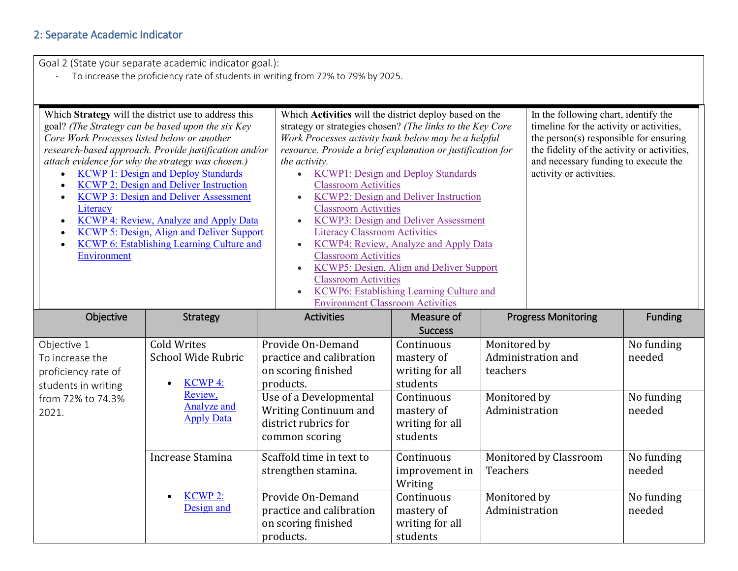## 2: Separate Academic Indicator

Goal 2 (State your separate academic indicator goal.):

- To increase the proficiency rate of students in writing from 72% to 79% by 2025.

| Which **Strategy** will the district use to address this goal? *(The Strategy can be based upon the six Key Core Work Processes listed below or another research-based approach. Provide justification and/or attach evidence for why the strategy was chosen.)* | Which **Activities** will the district deploy based on the strategy or strategies chosen? *(The links to the Key Core Work Processes activity bank below may be a helpful resource. Provide a brief explanation or justification for the activity.* | In the following chart, identify the timeline for the activity or activities, the person(s) responsible for ensuring the fidelity of the activity or activities, and necessary funding to execute the activity or activities. |
|---|---|---|
| • KCWP 1: Design and Deploy Standards<br>• KCWP 2: Design and Deliver Instruction<br>• KCWP 3: Design and Deliver Assessment Literacy<br>• KCWP 4: Review, Analyze and Apply Data<br>• KCWP 5: Design, Align and Deliver Support<br>• KCWP 6: Establishing Learning Culture and Environment | • KCWP1: Design and Deploy Standards Classroom Activities<br>• KCWP2: Design and Deliver Instruction Classroom Activities<br>• KCWP3: Design and Deliver Assessment Literacy Classroom Activities<br>• KCWP4: Review, Analyze and Apply Data Classroom Activities<br>• KCWP5: Design, Align and Deliver Support Classroom Activities<br>• KCWP6: Establishing Learning Culture and Environment Classroom Activities | |

| Objective | Strategy | Activities | Measure of Success | Progress Monitoring | Funding |
|---|---|---|---|---|---|
| Objective 1<br>To increase the proficiency rate of students in writing from 72% to 74.3% 2021. | Cold Writes<br>School Wide Rubric<br>• KCWP 4: Review, Analyze and Apply Data | Provide On-Demand practice and calibration on scoring finished products. | Continuous mastery of writing for all students | Monitored by Administration and teachers | No funding needed |
| | | Use of a Developmental Writing Continuum and district rubrics for common scoring | Continuous mastery of writing for all students | Monitored by Administration | No funding needed |
| | Increase Stamina<br>• KCWP 2: Design and | Scaffold time in text to strengthen stamina. | Continuous improvement in Writing | Monitored by Classroom Teachers | No funding needed |
| | | Provide On-Demand practice and calibration on scoring finished products. | Continuous mastery of writing for all students | Monitored by Administration | No funding needed |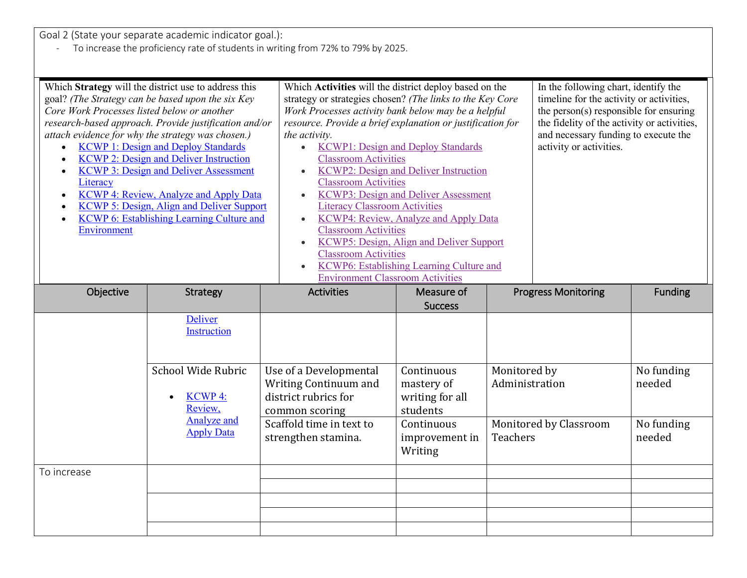Goal 2 (State your separate academic indicator goal.):

- To increase the proficiency rate of students in writing from 72% to 79% by 2025.

| Which **Strategy** will the district use to address this goal? *(The Strategy can be based upon the six Key Core Work Processes listed below or another research-based approach. Provide justification and/or attach evidence for why the strategy was chosen.)* | Which **Activities** will the district deploy based on the strategy or strategies chosen? *(The links to the Key Core Work Processes activity bank below may be a helpful resource. Provide a brief explanation or justification for the activity.* | In the following chart, identify the timeline for the activity or activities, the person(s) responsible for ensuring the fidelity of the activity or activities, and necessary funding to execute the activity or activities. |
|---|---|---|
| • KCWP 1: Design and Deploy Standards<br>• KCWP 2: Design and Deliver Instruction<br>• KCWP 3: Design and Deliver Assessment Literacy<br>• KCWP 4: Review, Analyze and Apply Data<br>• KCWP 5: Design, Align and Deliver Support<br>• KCWP 6: Establishing Learning Culture and Environment | • KCWP1: Design and Deploy Standards Classroom Activities<br>• KCWP2: Design and Deliver Instruction Classroom Activities<br>• KCWP3: Design and Deliver Assessment Literacy Classroom Activities<br>• KCWP4: Review, Analyze and Apply Data Classroom Activities<br>• KCWP5: Design, Align and Deliver Support Classroom Activities<br>• KCWP6: Establishing Learning Culture and Environment Classroom Activities | |

| Objective | Strategy | Activities | Measure of Success | Progress Monitoring | Funding |
|---|---|---|---|---|---|
| | Deliver Instruction | | | | |
| | School Wide Rubric<br>• KCWP 4: Review, Analyze and Apply Data | Use of a Developmental Writing Continuum and district rubrics for common scoring | Continuous mastery of writing for all students | Monitored by Administration | No funding needed |
| | | Scaffold time in text to strengthen stamina. | Continuous improvement in Writing | Monitored by Classroom Teachers | No funding needed |
| To increase | | | | | |
| | | | | | |
| | | | | | |
| | | | | | |
| | | | | | |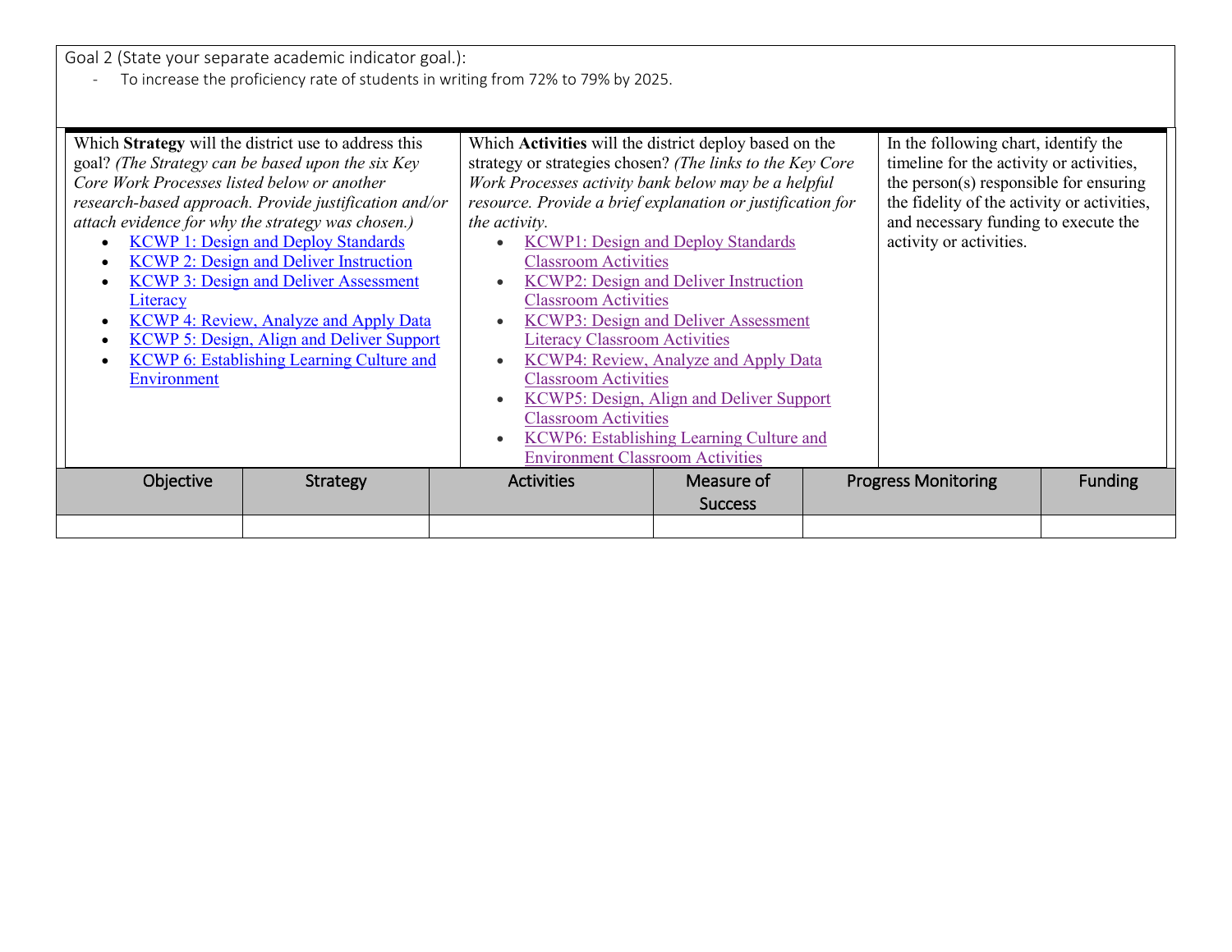Goal 2 (State your separate academic indicator goal.):

- To increase the proficiency rate of students in writing from 72% to 79% by 2025.

| Which **Strategy** will the district use to address this goal? *(The Strategy can be based upon the six Key Core Work Processes listed below or another research-based approach. Provide justification and/or attach evidence for why the strategy was chosen.)*<br>• KCWP 1: Design and Deploy Standards<br>• KCWP 2: Design and Deliver Instruction<br>• KCWP 3: Design and Deliver Assessment Literacy<br>• KCWP 4: Review, Analyze and Apply Data<br>• KCWP 5: Design, Align and Deliver Support<br>• KCWP 6: Establishing Learning Culture and Environment | Which **Activities** will the district deploy based on the strategy or strategies chosen? *(The links to the Key Core Work Processes activity bank below may be a helpful resource. Provide a brief explanation or justification for the activity.*<br>• KCWP1: Design and Deploy Standards Classroom Activities<br>• KCWP2: Design and Deliver Instruction Classroom Activities<br>• KCWP3: Design and Deliver Assessment Literacy Classroom Activities<br>• KCWP4: Review, Analyze and Apply Data Classroom Activities<br>• KCWP5: Design, Align and Deliver Support Classroom Activities<br>• KCWP6: Establishing Learning Culture and Environment Classroom Activities | In the following chart, identify the timeline for the activity or activities, the person(s) responsible for ensuring the fidelity of the activity or activities, and necessary funding to execute the activity or activities. |
|---|---|---|

| Objective | Strategy | Activities | Measure of Success | Progress Monitoring | Funding |
|---|---|---|---|---|---|
| | | | | | |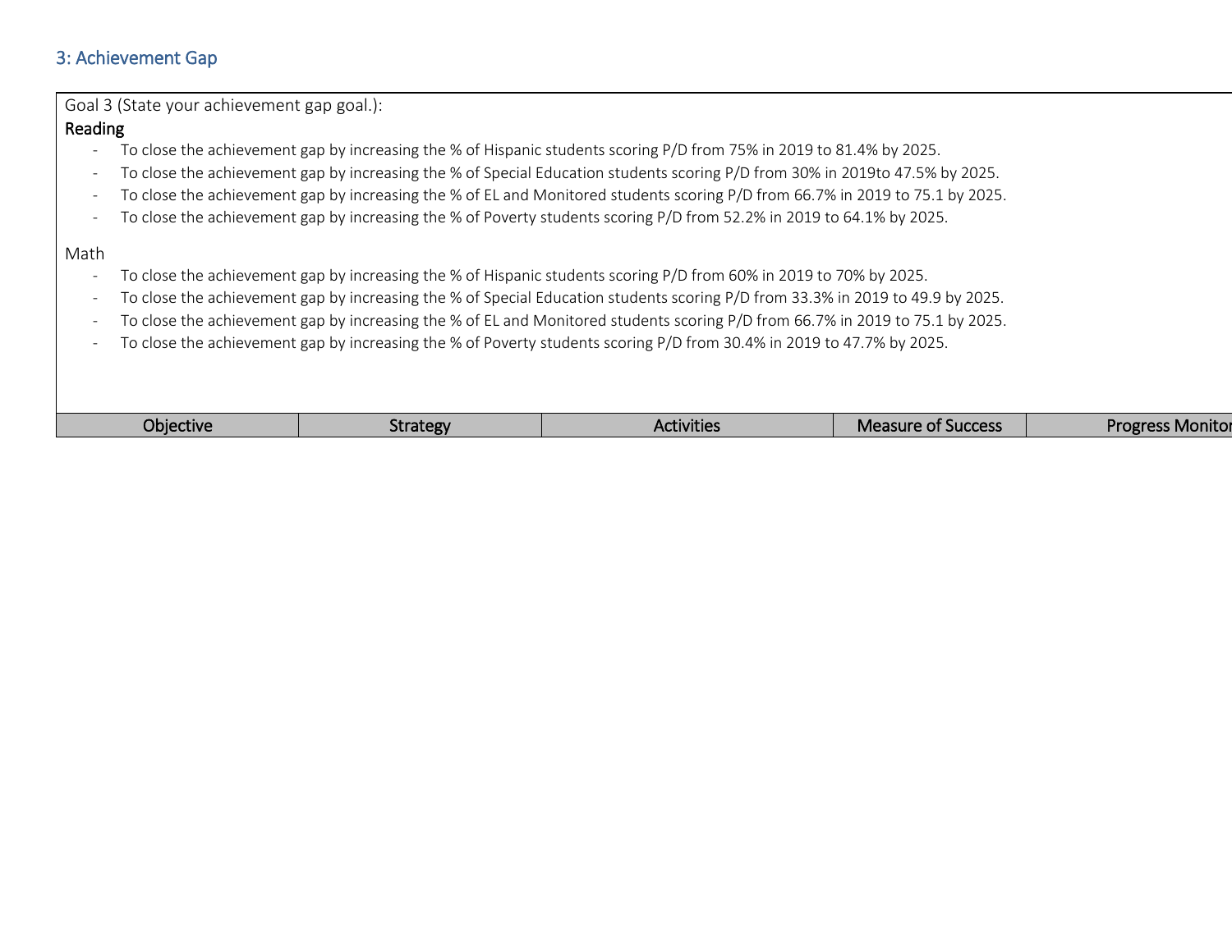## 3: Achievement Gap

Goal 3 (State your achievement gap goal.):

**Reading**

- To close the achievement gap by increasing the % of Hispanic students scoring P/D from 75% in 2019 to 81.4% by 2025.
- To close the achievement gap by increasing the % of Special Education students scoring P/D from 30% in 2019to 47.5% by 2025.
- To close the achievement gap by increasing the % of EL and Monitored students scoring P/D from 66.7% in 2019 to 75.1 by 2025.
- To close the achievement gap by increasing the % of Poverty students scoring P/D from 52.2% in 2019 to 64.1% by 2025.

Math

- To close the achievement gap by increasing the % of Hispanic students scoring P/D from 60% in 2019 to 70% by 2025.
- To close the achievement gap by increasing the % of Special Education students scoring P/D from 33.3% in 2019 to 49.9 by 2025.
- To close the achievement gap by increasing the % of EL and Monitored students scoring P/D from 66.7% in 2019 to 75.1 by 2025.
- To close the achievement gap by increasing the % of Poverty students scoring P/D from 30.4% in 2019 to 47.7% by 2025.

| Objective | Strategy | Activities | Measure of Success | Progress Monitor |
|---|---|---|---|---|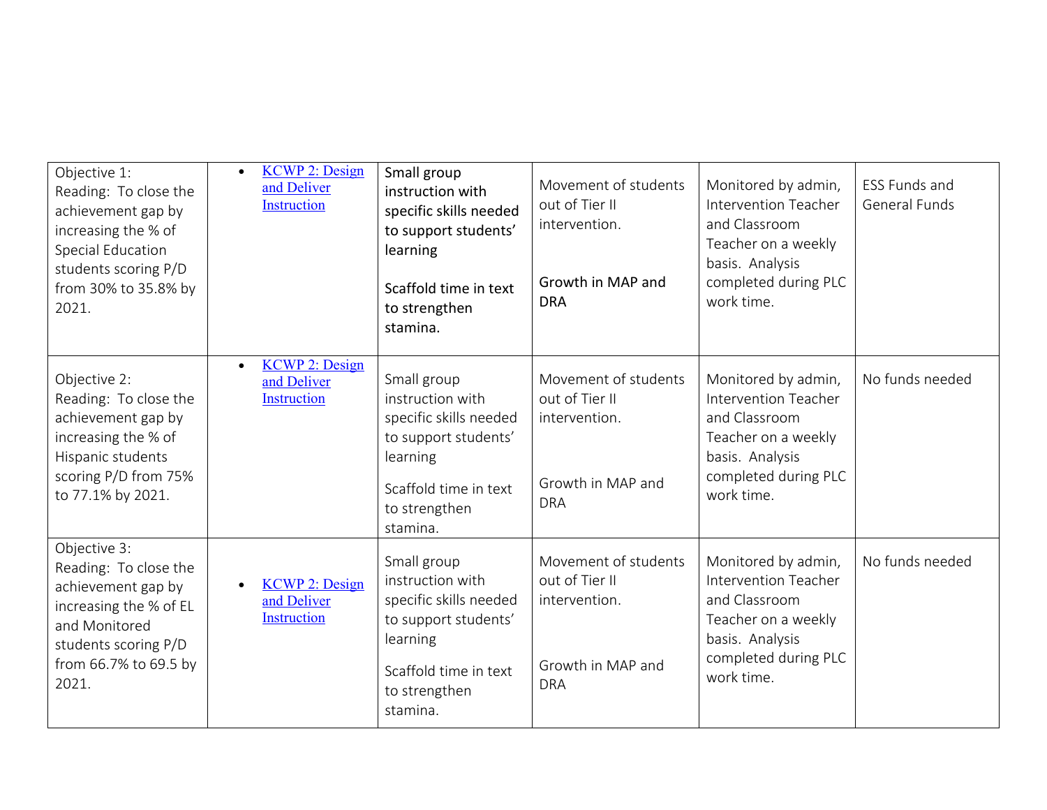| Objective 1: Reading: To close the achievement gap by increasing the % of Special Education students scoring P/D from 30% to 35.8% by 2021. | • KCWP 2: Design and Deliver Instruction | Small group instruction with specific skills needed to support students' learning<br><br>Scaffold time in text to strengthen stamina. | Movement of students out of Tier II intervention.<br><br>Growth in MAP and DRA | Monitored by admin, Intervention Teacher and Classroom Teacher on a weekly basis. Analysis completed during PLC work time. | ESS Funds and General Funds |
|---|---|---|---|---|---|
| Objective 2: Reading: To close the achievement gap by increasing the % of Hispanic students scoring P/D from 75% to 77.1% by 2021. | • KCWP 2: Design and Deliver Instruction | Small group instruction with specific skills needed to support students' learning<br><br>Scaffold time in text to strengthen stamina. | Movement of students out of Tier II intervention.<br><br>Growth in MAP and DRA | Monitored by admin, Intervention Teacher and Classroom Teacher on a weekly basis. Analysis completed during PLC work time. | No funds needed |
| Objective 3: Reading: To close the achievement gap by increasing the % of EL and Monitored students scoring P/D from 66.7% to 69.5 by 2021. | • KCWP 2: Design and Deliver Instruction | Small group instruction with specific skills needed to support students' learning<br><br>Scaffold time in text to strengthen stamina. | Movement of students out of Tier II intervention.<br><br>Growth in MAP and DRA | Monitored by admin, Intervention Teacher and Classroom Teacher on a weekly basis. Analysis completed during PLC work time. | No funds needed |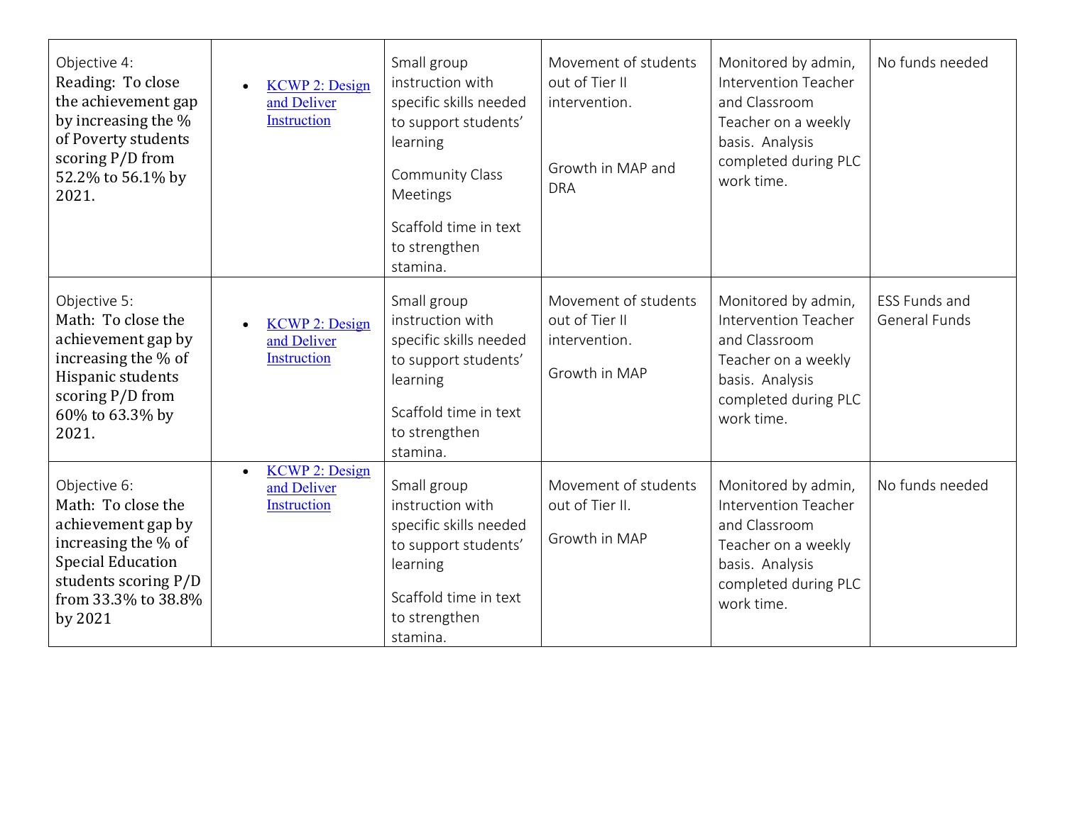| | | | | | |
|---|---|---|---|---|---|
| Objective 4:<br>Reading: To close the achievement gap by increasing the % of Poverty students scoring P/D from 52.2% to 56.1% by 2021. | • KCWP 2: Design and Deliver Instruction | Small group instruction with specific skills needed to support students' learning<br><br>Community Class Meetings<br><br>Scaffold time in text to strengthen stamina. | Movement of students out of Tier II intervention.<br><br>Growth in MAP and DRA | Monitored by admin, Intervention Teacher and Classroom Teacher on a weekly basis. Analysis completed during PLC work time. | No funds needed |
| Objective 5:<br>Math: To close the achievement gap by increasing the % of Hispanic students scoring P/D from 60% to 63.3% by 2021. | • KCWP 2: Design and Deliver Instruction | Small group instruction with specific skills needed to support students' learning<br><br>Scaffold time in text to strengthen stamina. | Movement of students out of Tier II intervention.<br><br>Growth in MAP | Monitored by admin, Intervention Teacher and Classroom Teacher on a weekly basis. Analysis completed during PLC work time. | ESS Funds and General Funds |
| Objective 6:<br>Math: To close the achievement gap by increasing the % of Special Education students scoring P/D from 33.3% to 38.8% by 2021 | • KCWP 2: Design and Deliver Instruction | Small group instruction with specific skills needed to support students' learning<br><br>Scaffold time in text to strengthen stamina. | Movement of students out of Tier II.<br><br>Growth in MAP | Monitored by admin, Intervention Teacher and Classroom Teacher on a weekly basis. Analysis completed during PLC work time. | No funds needed |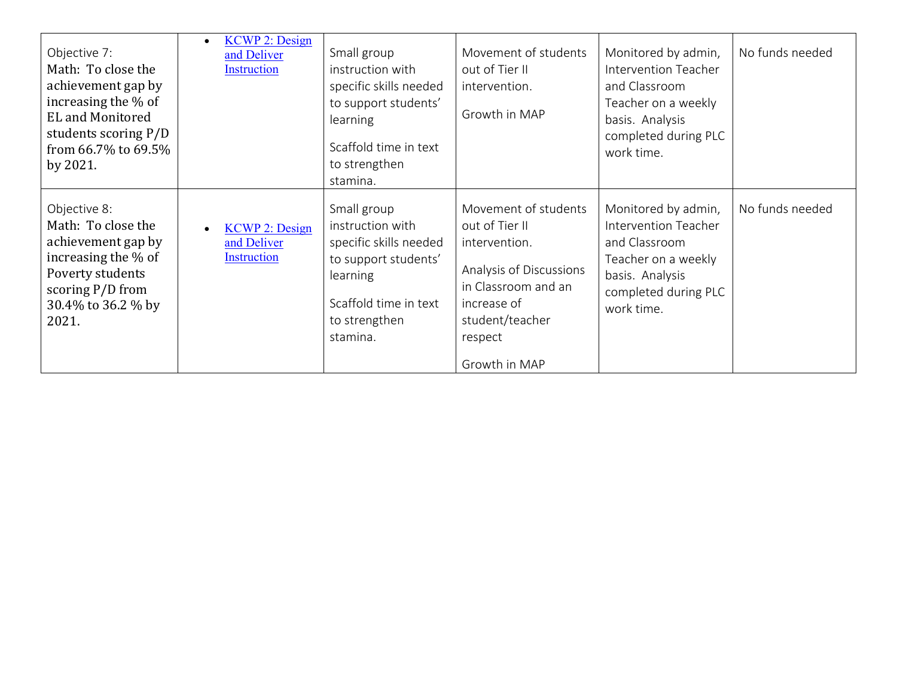| Objective 7: Math: To close the achievement gap by increasing the % of EL and Monitored students scoring P/D from 66.7% to 69.5% by 2021. | • [KCWP 2: Design and Deliver Instruction]() | Small group instruction with specific skills needed to support students' learning<br><br>Scaffold time in text to strengthen stamina. | Movement of students out of Tier II intervention.<br><br>Growth in MAP | Monitored by admin, Intervention Teacher and Classroom Teacher on a weekly basis. Analysis completed during PLC work time. | No funds needed |
|---|---|---|---|---|---|
| Objective 8: Math: To close the achievement gap by increasing the % of Poverty students scoring P/D from 30.4% to 36.2 % by 2021. | • [KCWP 2: Design and Deliver Instruction]() | Small group instruction with specific skills needed to support students' learning<br><br>Scaffold time in text to strengthen stamina. | Movement of students out of Tier II intervention.<br><br>Analysis of Discussions in Classroom and an increase of student/teacher respect<br><br>Growth in MAP | Monitored by admin, Intervention Teacher and Classroom Teacher on a weekly basis. Analysis completed during PLC work time. | No funds needed |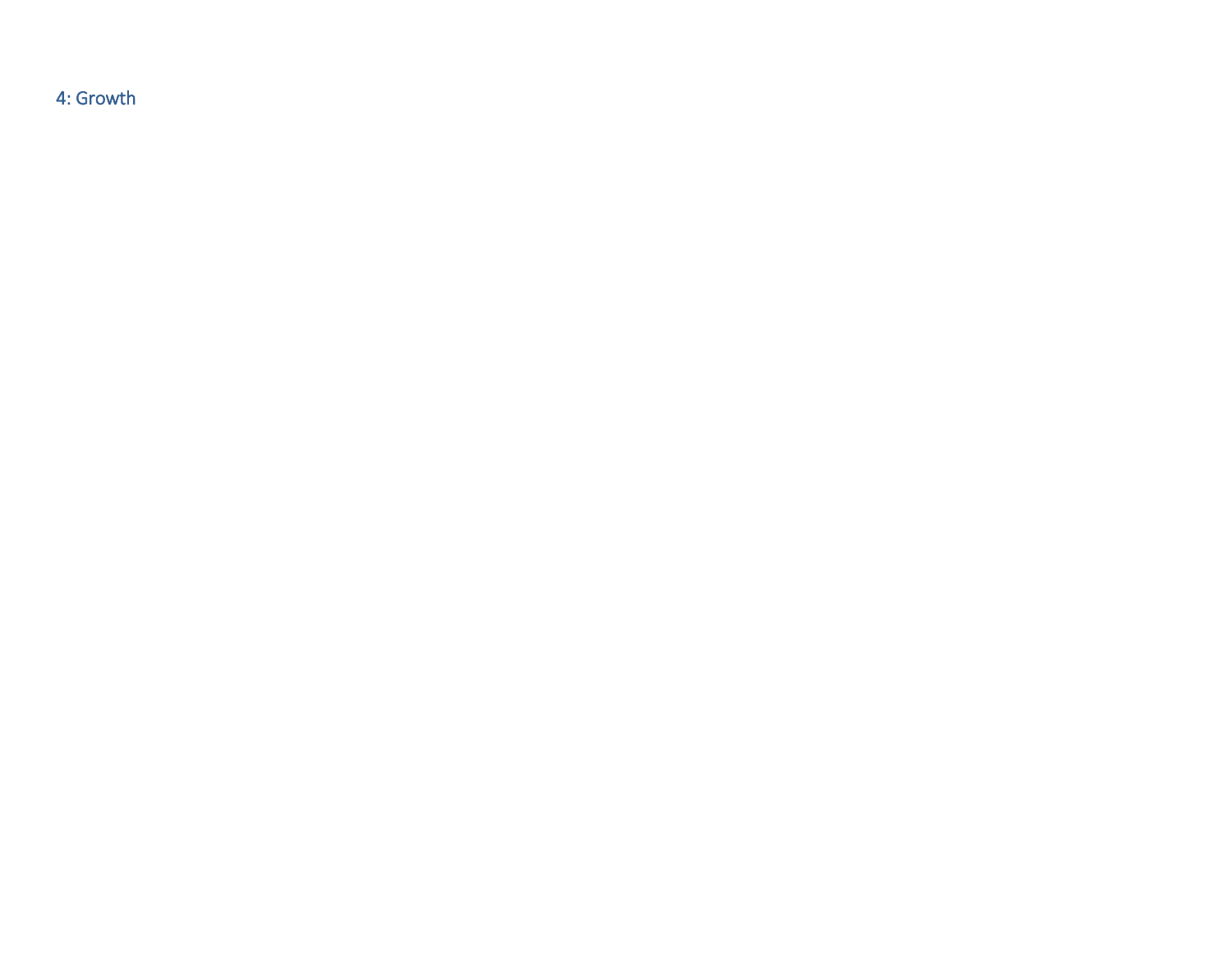## 4: Growth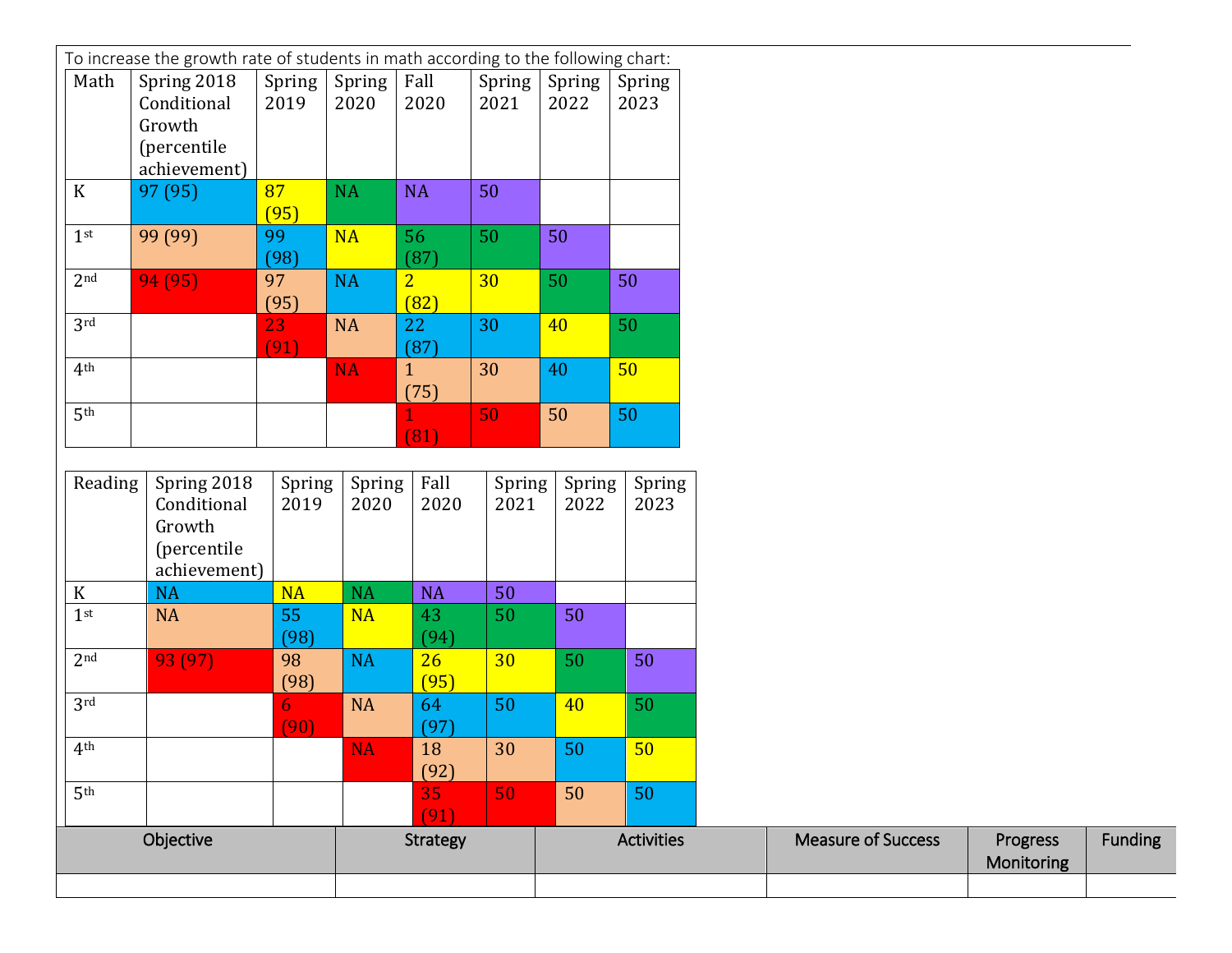To increase the growth rate of students in math according to the following chart:

| Math | Spring 2018 Conditional Growth (percentile achievement) | Spring 2019 | Spring 2020 | Fall 2020 | Spring 2021 | Spring 2022 | Spring 2023 |
|---|---|---|---|---|---|---|---|
| K | 97 (95) | 87 (95) | NA | NA | 50 | | |
| 1st | 99 (99) | 99 (98) | NA | 56 (87) | 50 | 50 | |
| 2nd | 94 (95) | 97 (95) | NA | 2 (82) | 30 | 50 | 50 |
| 3rd | | 23 (91) | NA | 22 (87) | 30 | 40 | 50 |
| 4th | | | NA | 1 (75) | 30 | 40 | 50 |
| 5th | | | | 1 (81) | 50 | 50 | 50 |

| Reading | Spring 2018 Conditional Growth (percentile achievement) | Spring 2019 | Spring 2020 | Fall 2020 | Spring 2021 | Spring 2022 | Spring 2023 |
|---|---|---|---|---|---|---|---|
| K | NA | NA | NA | NA | 50 | | |
| 1st | NA | 55 (98) | NA | 43 (94) | 50 | 50 | |
| 2nd | 93 (97) | 98 (98) | NA | 26 (95) | 30 | 50 | 50 |
| 3rd | | 6 (90) | NA | 64 (97) | 50 | 40 | 50 |
| 4th | | | NA | 18 (92) | 30 | 50 | 50 |
| 5th | | | | 35 (91) | 50 | 50 | 50 |

| Objective | Strategy | Activities | Measure of Success | Progress Monitoring | Funding |
|---|---|---|---|---|---|
| | | | | | |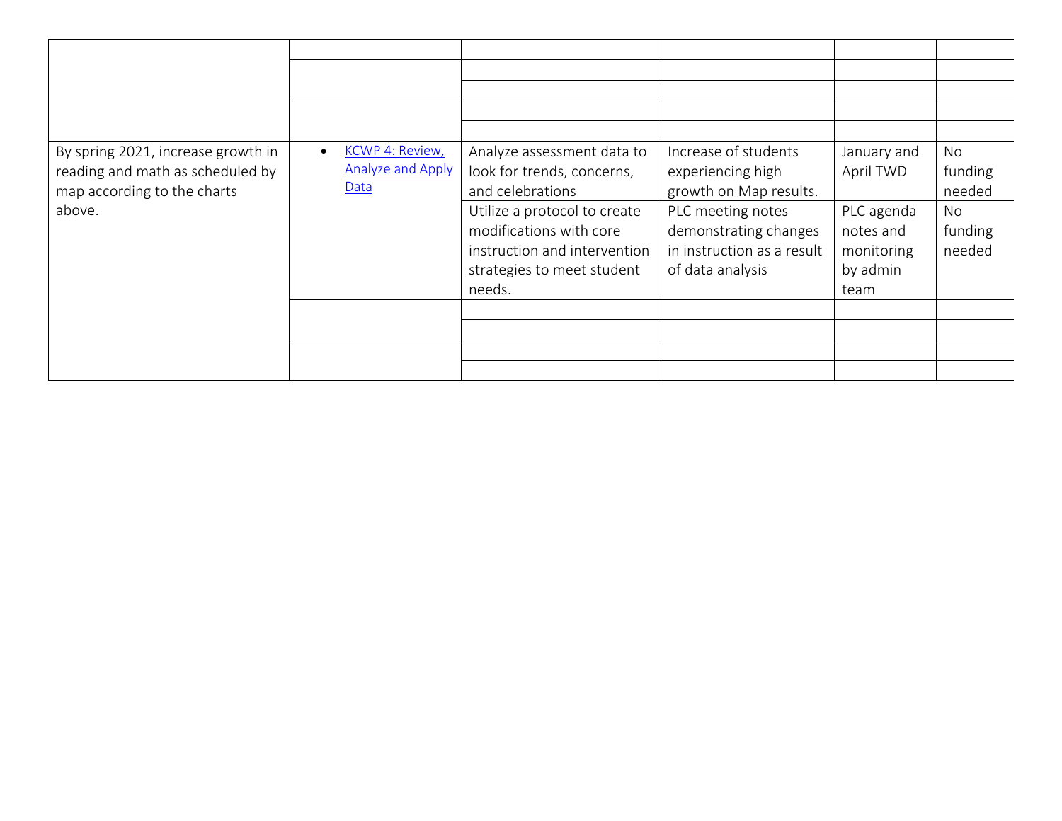| | | | | | |
|---|---|---|---|---|---|
| | | | | | |
| | | | | | |
| | | | | | |
| | | | | | |
| | | | | | |
| By spring 2021, increase growth in reading and math as scheduled by map according to the charts above. | • KCWP 4: Review, Analyze and Apply Data | Analyze assessment data to look for trends, concerns, and celebrations | Increase of students experiencing high growth on Map results. | January and April TWD | No funding needed |
| | | Utilize a protocol to create modifications with core instruction and intervention strategies to meet student needs. | PLC meeting notes demonstrating changes in instruction as a result of data analysis | PLC agenda notes and monitoring by admin team | No funding needed |
| | | | | | |
| | | | | | |
| | | | | | |
| | | | | | |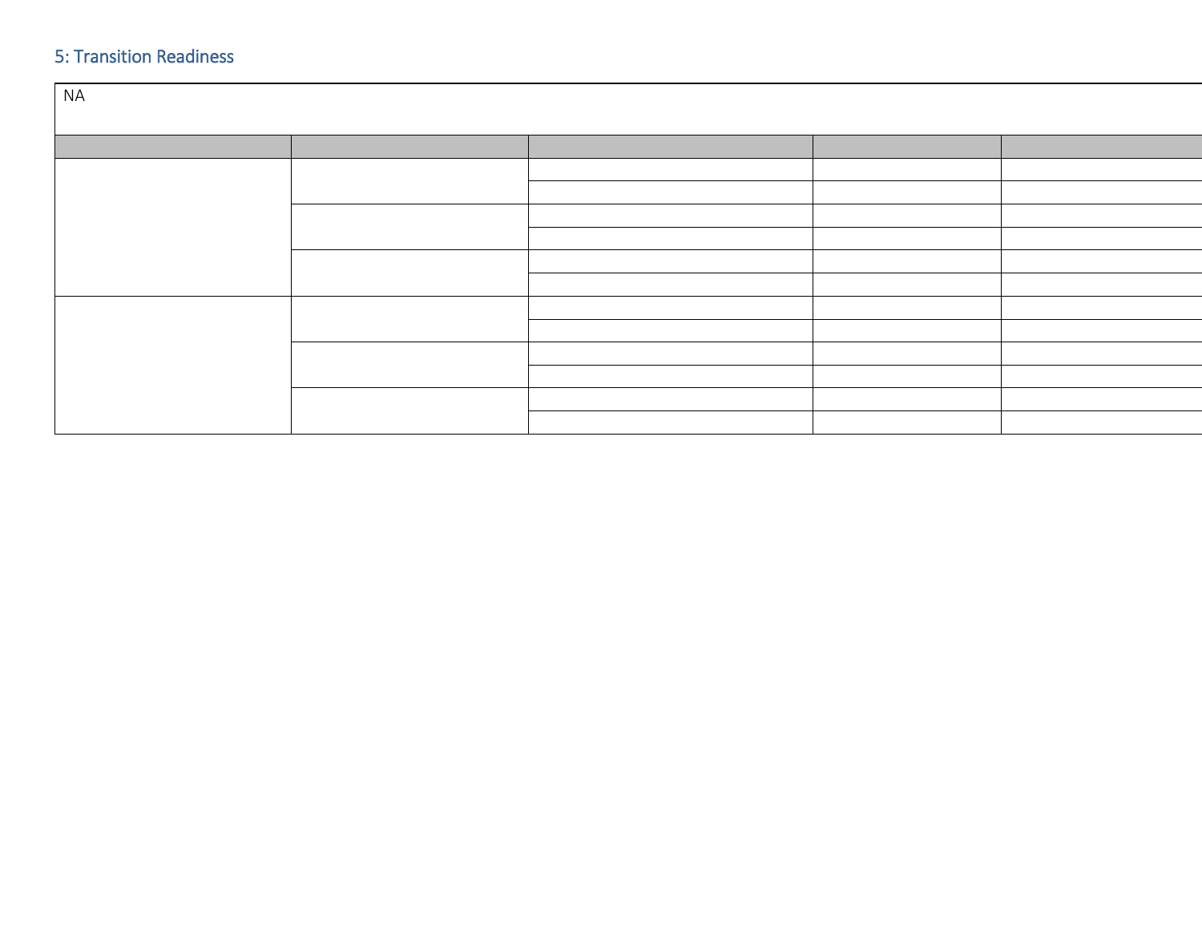## 5: Transition Readiness

| NA | | | | |
|---|---|---|---|---|
| | | | | |
| | | | | |
| | | | | |
| | | | | |
| | | | | |
| | | | | |
| | | | | |
| | | | | |
| | | | | |
| | | | | |
| | | | | |
| | | | | |
| | | | | |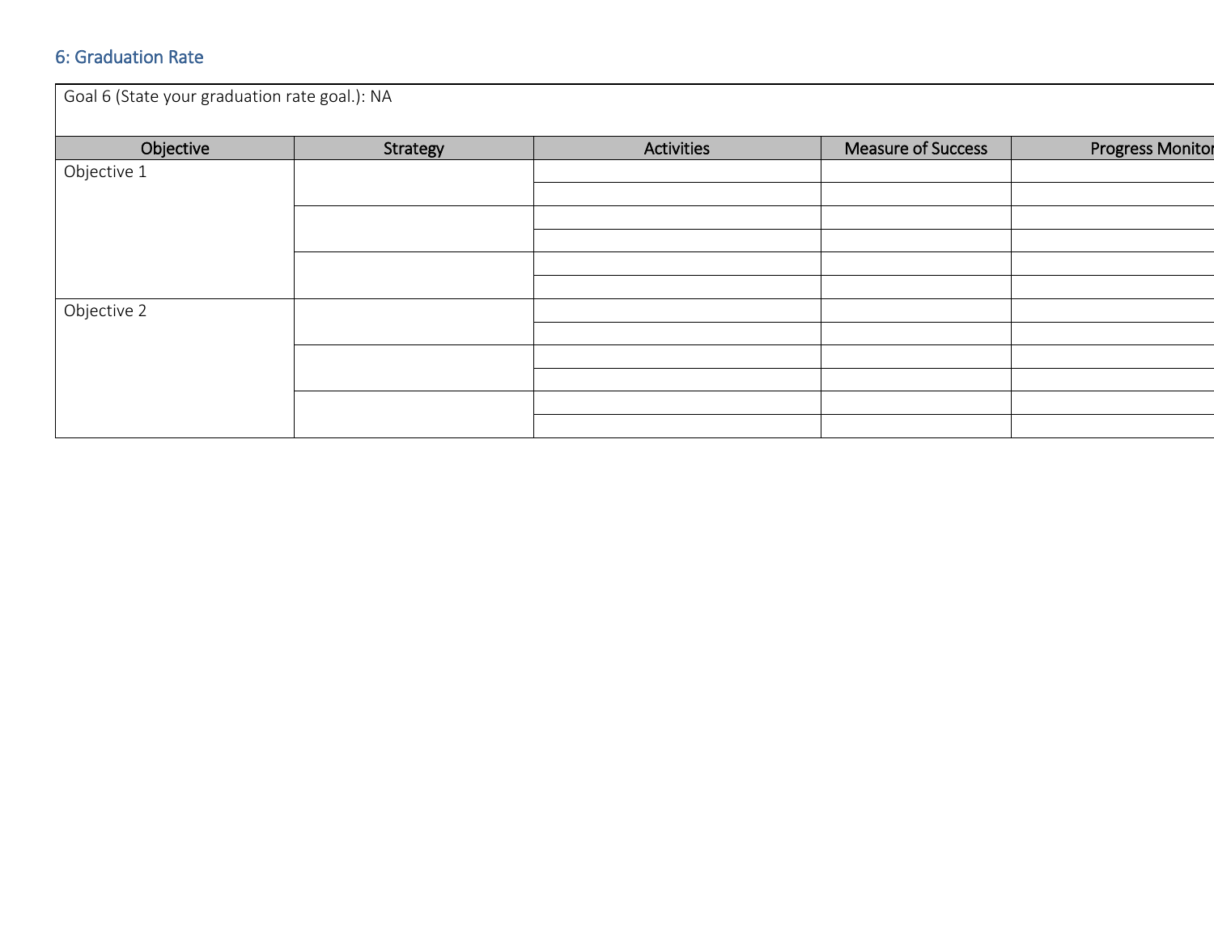## 6: Graduation Rate

Goal 6 (State your graduation rate goal.): NA

| Objective | Strategy | Activities | Measure of Success | Progress Monitor |
|---|---|---|---|---|
| Objective 1 | | | | |
| | | | | |
| | | | | |
| | | | | |
| | | | | |
| | | | | |
| Objective 2 | | | | |
| | | | | |
| | | | | |
| | | | | |
| | | | | |
| | | | | |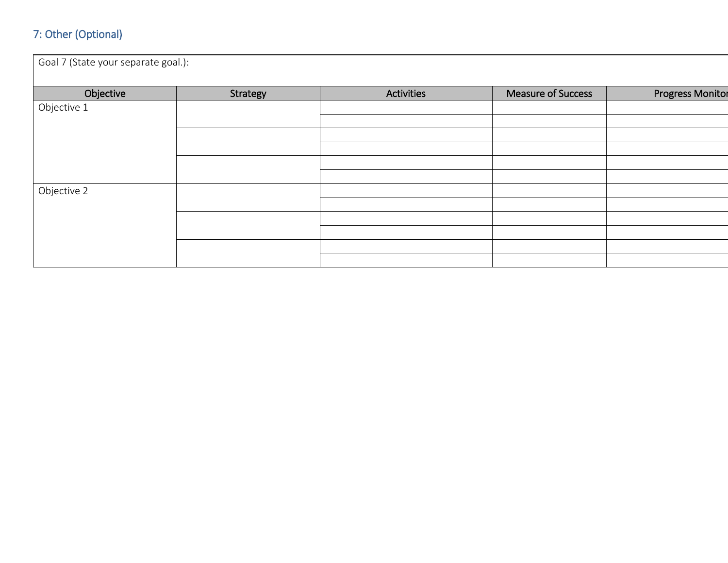## 7: Other (Optional)

Goal 7 (State your separate goal.):

| Objective | Strategy | Activities | Measure of Success | Progress Monitor |
|---|---|---|---|---|
| Objective 1 | | | | |
| | | | | |
| | | | | |
| | | | | |
| | | | | |
| | | | | |
| Objective 2 | | | | |
| | | | | |
| | | | | |
| | | | | |
| | | | | |
| | | | | |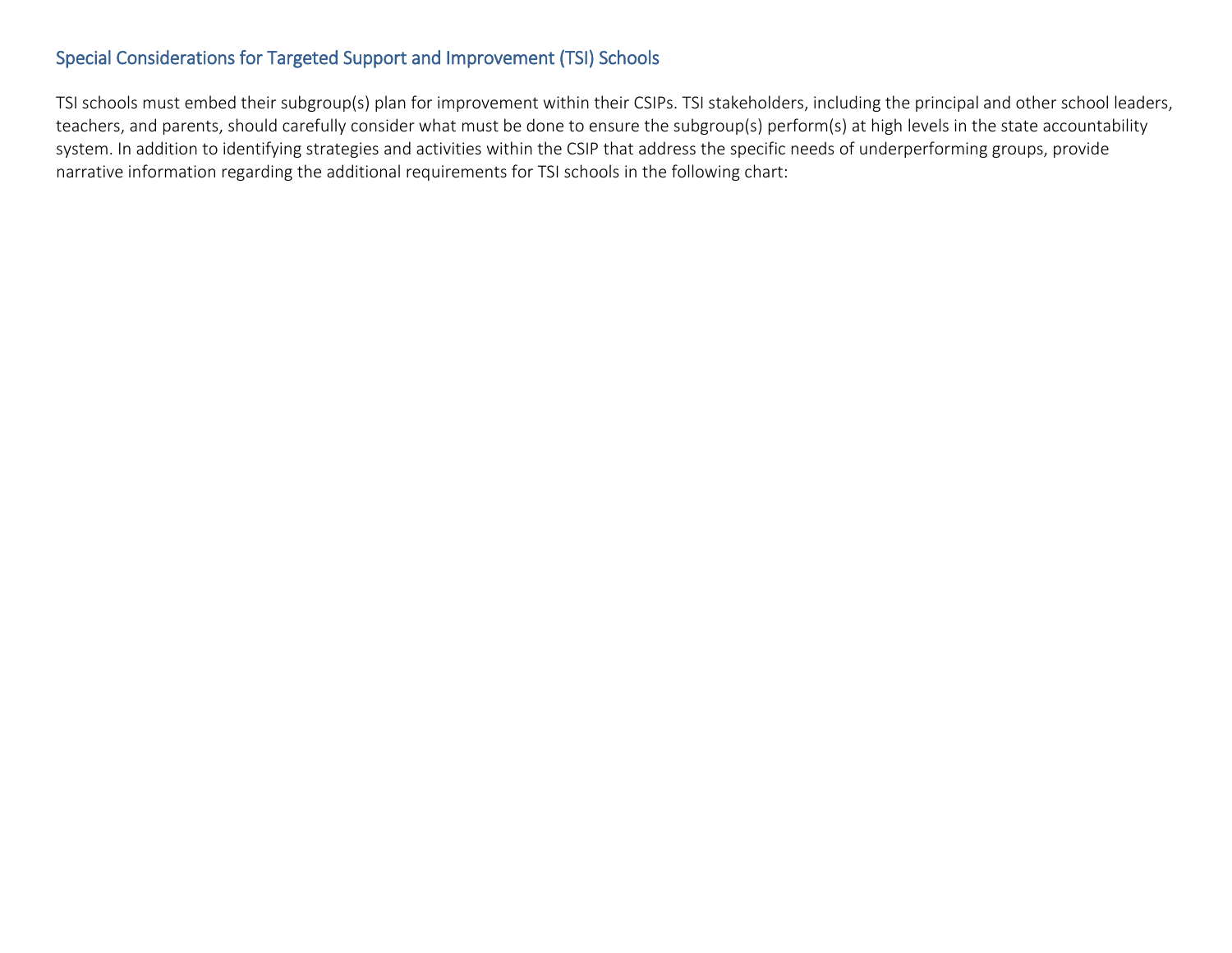## Special Considerations for Targeted Support and Improvement (TSI) Schools

TSI schools must embed their subgroup(s) plan for improvement within their CSIPs. TSI stakeholders, including the principal and other school leaders, teachers, and parents, should carefully consider what must be done to ensure the subgroup(s) perform(s) at high levels in the state accountability system. In addition to identifying strategies and activities within the CSIP that address the specific needs of underperforming groups, provide narrative information regarding the additional requirements for TSI schools in the following chart: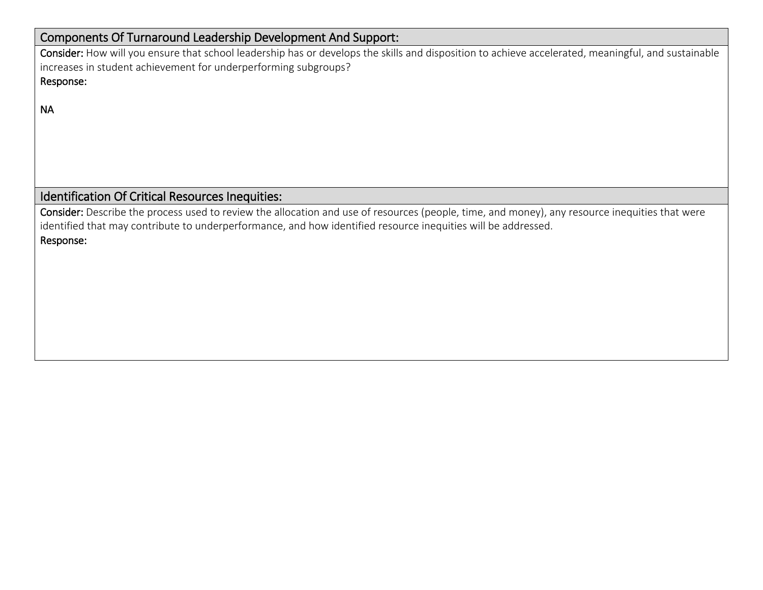## Components Of Turnaround Leadership Development And Support:

**Consider:** How will you ensure that school leadership has or develops the skills and disposition to achieve accelerated, meaningful, and sustainable increases in student achievement for underperforming subgroups?

**Response:**

NA

## Identification Of Critical Resources Inequities:

**Consider:** Describe the process used to review the allocation and use of resources (people, time, and money), any resource inequities that were identified that may contribute to underperformance, and how identified resource inequities will be addressed.

**Response:**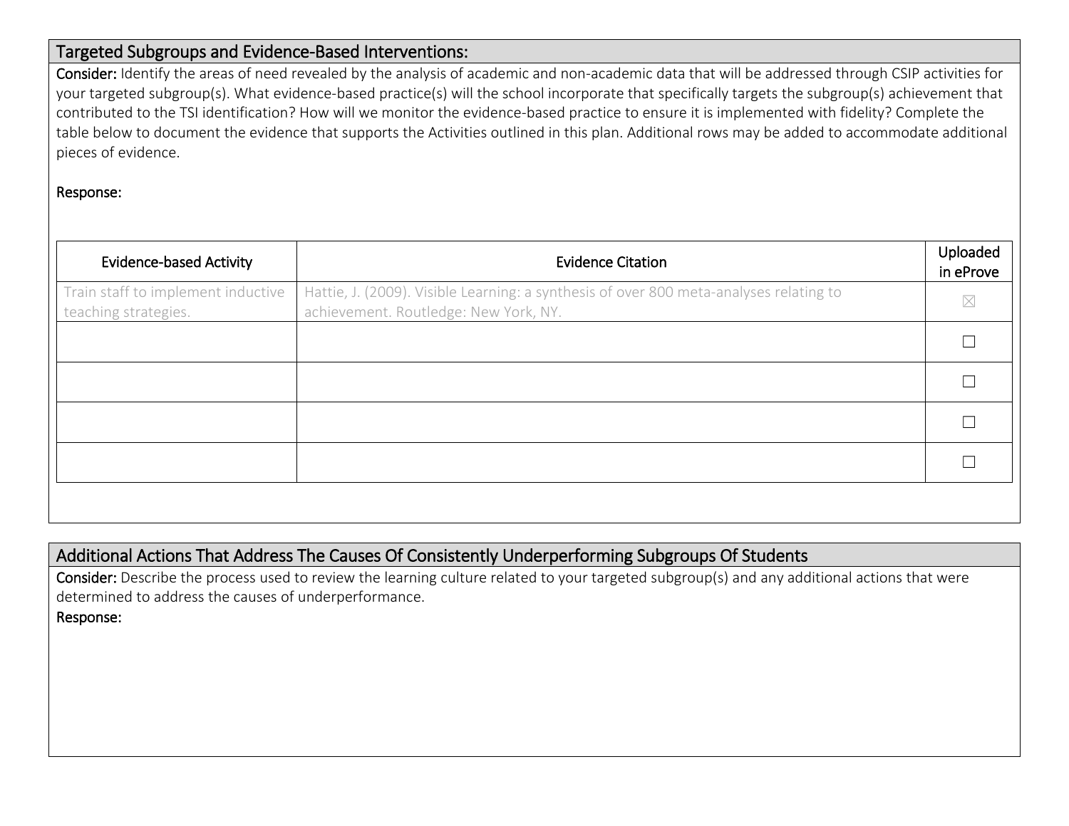## Targeted Subgroups and Evidence-Based Interventions:

**Consider:** Identify the areas of need revealed by the analysis of academic and non-academic data that will be addressed through CSIP activities for your targeted subgroup(s). What evidence-based practice(s) will the school incorporate that specifically targets the subgroup(s) achievement that contributed to the TSI identification? How will we monitor the evidence-based practice to ensure it is implemented with fidelity? Complete the table below to document the evidence that supports the Activities outlined in this plan. Additional rows may be added to accommodate additional pieces of evidence.

**Response:**

| Evidence-based Activity | Evidence Citation | Uploaded in eProve |
|---|---|---|
| Train staff to implement inductive teaching strategies. | Hattie, J. (2009). Visible Learning: a synthesis of over 800 meta-analyses relating to achievement. Routledge: New York, NY. | ☒ |
| | | ☐ |
| | | ☐ |
| | | ☐ |
| | | ☐ |

## Additional Actions That Address The Causes Of Consistently Underperforming Subgroups Of Students

**Consider:** Describe the process used to review the learning culture related to your targeted subgroup(s) and any additional actions that were determined to address the causes of underperformance.

**Response:**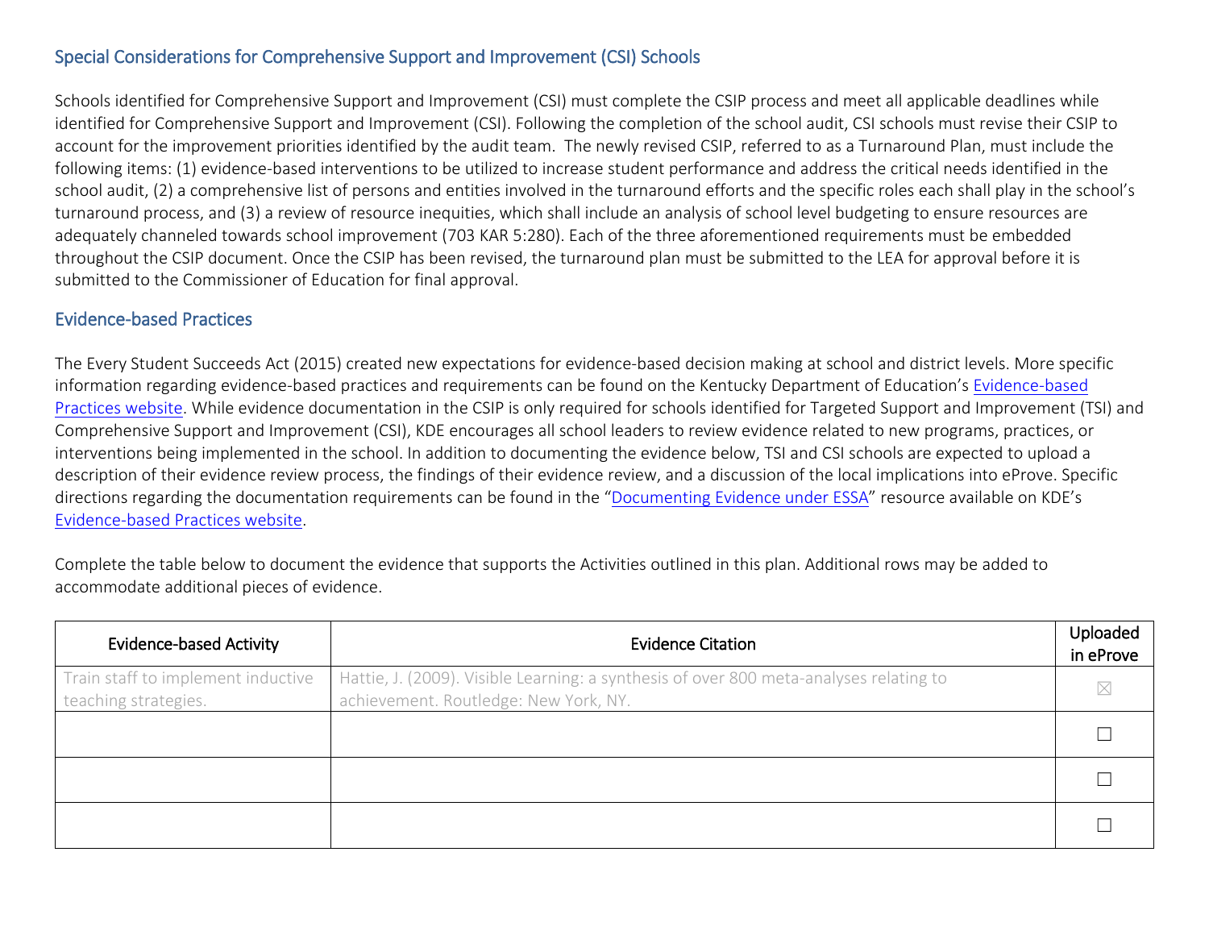## Special Considerations for Comprehensive Support and Improvement (CSI) Schools

Schools identified for Comprehensive Support and Improvement (CSI) must complete the CSIP process and meet all applicable deadlines while identified for Comprehensive Support and Improvement (CSI). Following the completion of the school audit, CSI schools must revise their CSIP to account for the improvement priorities identified by the audit team. The newly revised CSIP, referred to as a Turnaround Plan, must include the following items: (1) evidence-based interventions to be utilized to increase student performance and address the critical needs identified in the school audit, (2) a comprehensive list of persons and entities involved in the turnaround efforts and the specific roles each shall play in the school's turnaround process, and (3) a review of resource inequities, which shall include an analysis of school level budgeting to ensure resources are adequately channeled towards school improvement (703 KAR 5:280). Each of the three aforementioned requirements must be embedded throughout the CSIP document. Once the CSIP has been revised, the turnaround plan must be submitted to the LEA for approval before it is submitted to the Commissioner of Education for final approval.

## Evidence-based Practices

The Every Student Succeeds Act (2015) created new expectations for evidence-based decision making at school and district levels. More specific information regarding evidence-based practices and requirements can be found on the Kentucky Department of Education's Evidence-based Practices website. While evidence documentation in the CSIP is only required for schools identified for Targeted Support and Improvement (TSI) and Comprehensive Support and Improvement (CSI), KDE encourages all school leaders to review evidence related to new programs, practices, or interventions being implemented in the school. In addition to documenting the evidence below, TSI and CSI schools are expected to upload a description of their evidence review process, the findings of their evidence review, and a discussion of the local implications into eProve. Specific directions regarding the documentation requirements can be found in the "Documenting Evidence under ESSA" resource available on KDE's Evidence-based Practices website.

Complete the table below to document the evidence that supports the Activities outlined in this plan. Additional rows may be added to accommodate additional pieces of evidence.

| Evidence-based Activity | Evidence Citation | Uploaded in eProve |
|---|---|---|
| Train staff to implement inductive teaching strategies. | Hattie, J. (2009). Visible Learning: a synthesis of over 800 meta-analyses relating to achievement. Routledge: New York, NY. | ☒ |
| | | ☐ |
| | | ☐ |
| | | ☐ |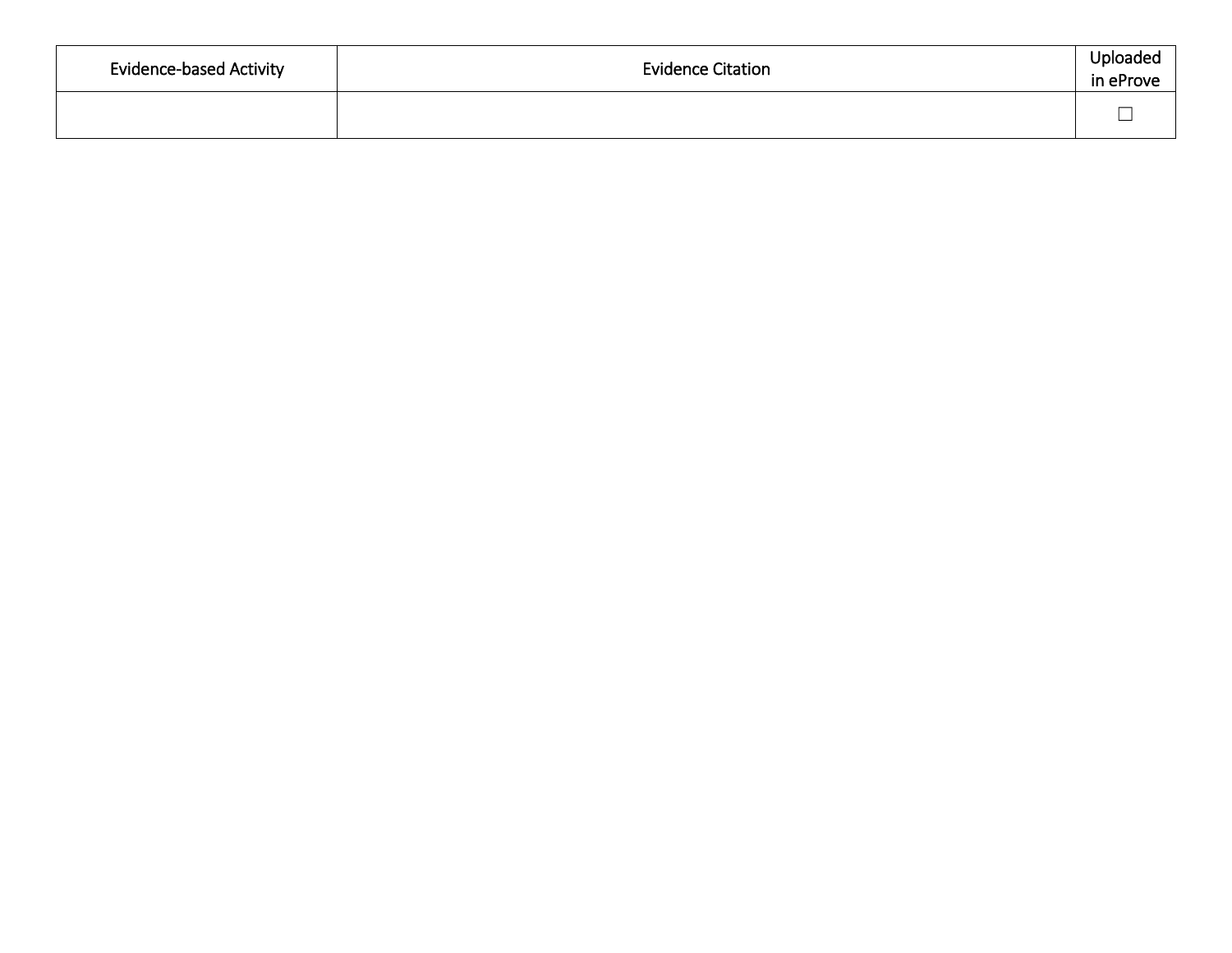| Evidence-based Activity | Evidence Citation | Uploaded in eProve |
| --- | --- | --- |
| | | ☐ |